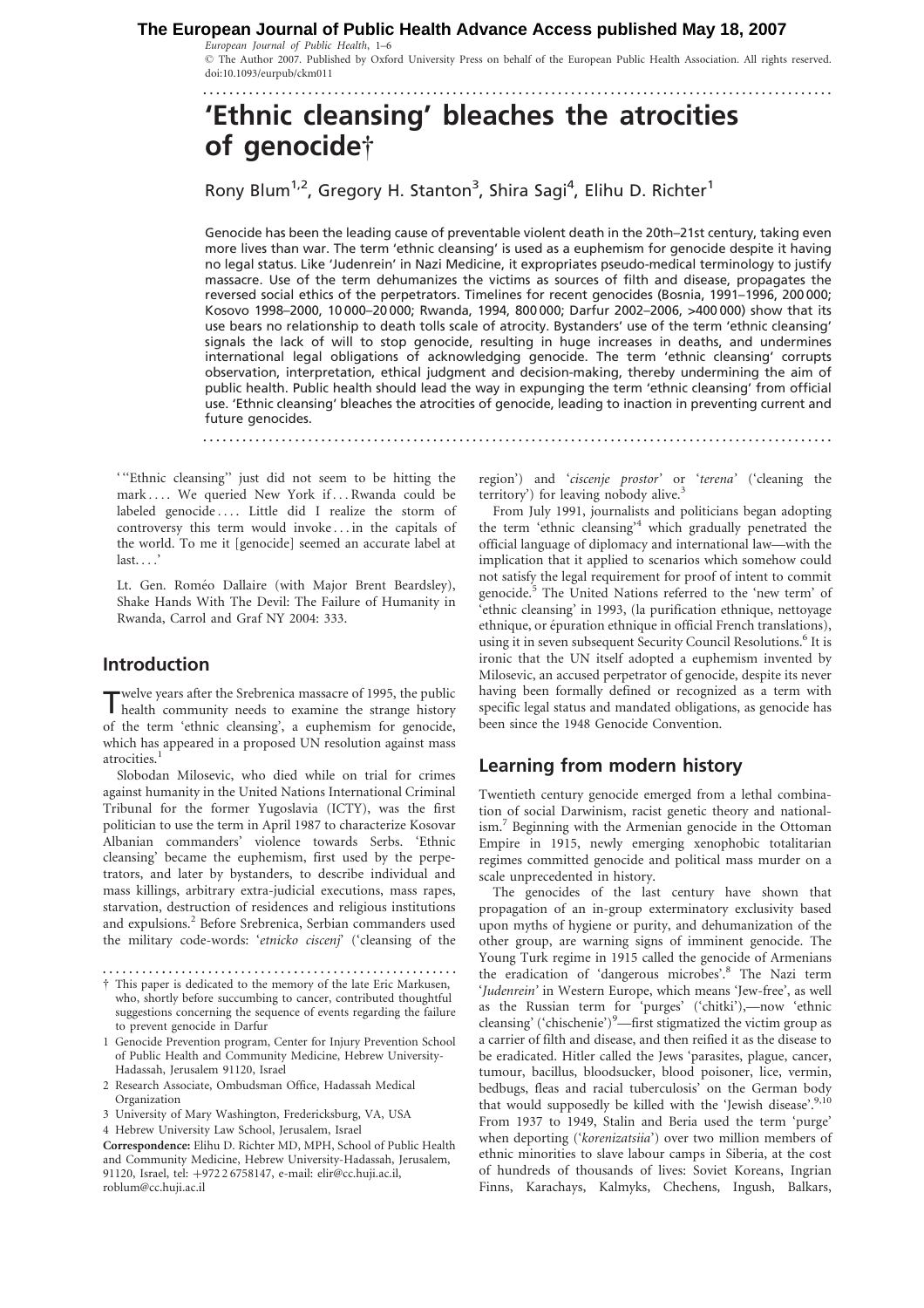# 'Ethnic cleansing' bleaches the atrocities of genocide†

Rony Blum[1,2], Gregory H. Stanton[3], Shira Sagi[4], Elihu D. Richter[1]

Genocide has been the leading cause of preventable violent death in the 20th–21st century, taking even more lives than war. The term 'ethnic cleansing' is used as a euphemism for genocide despite it having no legal status. Like 'Judenrein' in Nazi Medicine, it expropriates pseudo-medical terminology to justify massacre. Use of the term dehumanizes the victims as sources of filth and disease, propagates the reversed social ethics of the perpetrators. Timelines for recent genocides (Bosnia, 1991–1996, 200 000; Kosovo 1998–2000, 10 000–20 000; Rwanda, 1994, 800 000; Darfur 2002–2006, >400 000) show that its use bears no relationship to death tolls scale of atrocity. Bystanders' use of the term 'ethnic cleansing' signals the lack of will to stop genocide, resulting in huge increases in deaths, and undermines international legal obligations of acknowledging genocide. The term 'ethnic cleansing' corrupts observation, interpretation, ethical judgment and decision-making, thereby undermining the aim of public health. Public health should lead the way in expunging the term 'ethnic cleansing' from official use. 'Ethnic cleansing' bleaches the atrocities of genocide, leading to inaction in preventing current and future genocides.

'"Ethnic cleansing" just did not seem to be hitting the mark . . . . We queried New York if . . . Rwanda could be labeled genocide . . . . Little did I realize the storm of controversy this term would invoke . . . in the capitals of the world. To me it [genocide] seemed an accurate label at last. . . .'

Lt. Gen. Roméo Dallaire (with Major Brent Beardsley), Shake Hands With The Devil: The Failure of Humanity in Rwanda, Carrol and Graf NY 2004: 333.

## Introduction

Twelve years after the Srebrenica massacre of 1995, the public health community needs to examine the strange history of the term 'ethnic cleansing', a euphemism for genocide, which has appeared in a proposed UN resolution against mass atrocities.[1]

Slobodan Milosevic, who died while on trial for crimes against humanity in the United Nations International Criminal Tribunal for the former Yugoslavia (ICTY), was the first politician to use the term in April 1987 to characterize Kosovar Albanian commanders' violence towards Serbs. 'Ethnic cleansing' became the euphemism, first used by the perpetrators, and later by bystanders, to describe individual and mass killings, arbitrary extra-judicial executions, mass rapes, starvation, destruction of residences and religious institutions and expulsions.[2] Before Srebrenica, Serbian commanders used the military code-words: '*etnicko ciscenj*' ('cleansing of the region') and '*ciscenje prostor*' or '*terena*' ('cleaning the territory') for leaving nobody alive.[3]

From July 1991, journalists and politicians began adopting the term 'ethnic cleansing'[4] which gradually penetrated the official language of diplomacy and international law—with the implication that it applied to scenarios which somehow could not satisfy the legal requirement for proof of intent to commit genocide.[5] The United Nations referred to the 'new term' of 'ethnic cleansing' in 1993, (la purification ethnique, nettoyage ethnique, or épuration ethnique in official French translations), using it in seven subsequent Security Council Resolutions.[6] It is ironic that the UN itself adopted a euphemism invented by Milosevic, an accused perpetrator of genocide, despite its never having been formally defined or recognized as a term with specific legal status and mandated obligations, as genocide has been since the 1948 Genocide Convention.

## Learning from modern history

Twentieth century genocide emerged from a lethal combination of social Darwinism, racist genetic theory and nationalism.[7] Beginning with the Armenian genocide in the Ottoman Empire in 1915, newly emerging xenophobic totalitarian regimes committed genocide and political mass murder on a scale unprecedented in history.

The genocides of the last century have shown that propagation of an in-group exterminatory exclusivity based upon myths of hygiene or purity, and dehumanization of the other group, are warning signs of imminent genocide. The Young Turk regime in 1915 called the genocide of Armenians the eradication of 'dangerous microbes'.[8] The Nazi term '*Judenrein*' in Western Europe, which means 'Jew-free', as well as the Russian term for 'purges' ('chitki'),—now 'ethnic cleansing' ('chischenie')[9]—first stigmatized the victim group as a carrier of filth and disease, and then reified it as the disease to be eradicated. Hitler called the Jews 'parasites, plague, cancer, tumour, bacillus, bloodsucker, blood poisoner, lice, vermin, bedbugs, fleas and racial tuberculosis' on the German body that would supposedly be killed with the 'Jewish disease'.[9,10] From 1937 to 1949, Stalin and Beria used the term 'purge' when deporting ('*korenizatsiia*') over two million members of ethnic minorities to slave labour camps in Siberia, at the cost of hundreds of thousands of lives: Soviet Koreans, Ingrian Finns, Karachays, Kalmyks, Chechens, Ingush, Balkars,

---

† This paper is dedicated to the memory of the late Eric Markusen, who, shortly before succumbing to cancer, contributed thoughtful suggestions concerning the sequence of events regarding the failure to prevent genocide in Darfur

1 Genocide Prevention program, Center for Injury Prevention School of Public Health and Community Medicine, Hebrew University-Hadassah, Jerusalem 91120, Israel

2 Research Associate, Ombudsman Office, Hadassah Medical Organization

3 University of Mary Washington, Fredericksburg, VA, USA

4 Hebrew University Law School, Jerusalem, Israel

**Correspondence:** Elihu D. Richter MD, MPH, School of Public Health and Community Medicine, Hebrew University-Hadassah, Jerusalem, 91120, Israel, tel: +972 2 6758147, e-mail: elir@cc.huji.ac.il, roblum@cc.huji.ac.il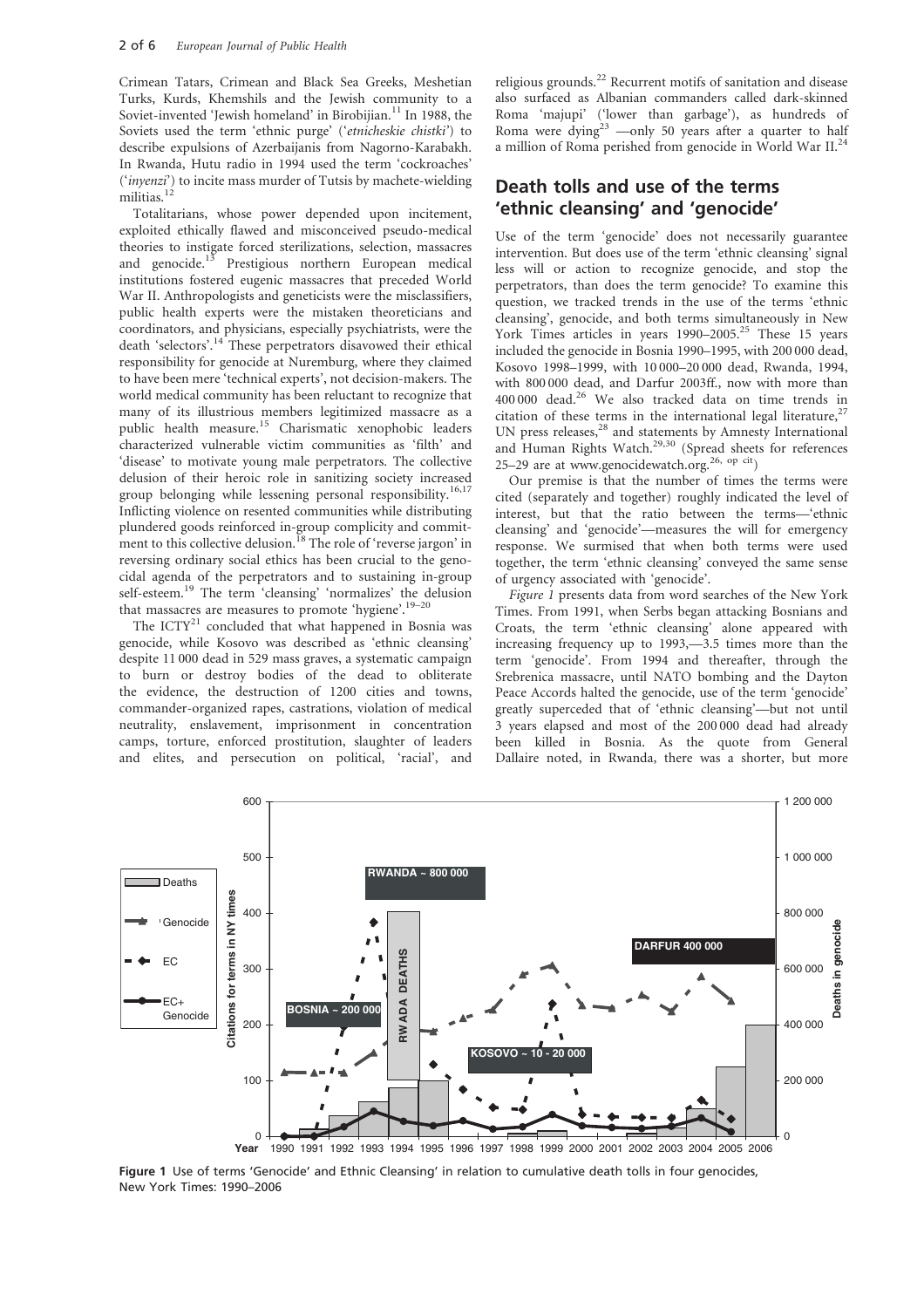Crimean Tatars, Crimean and Black Sea Greeks, Meshetian Turks, Kurds, Khemshils and the Jewish community to a Soviet-invented 'Jewish homeland' in Birobijian.[11] In 1988, the Soviets used the term 'ethnic purge' ('*etnicheskie chistki*') to describe expulsions of Azerbaijanis from Nagorno-Karabakh. In Rwanda, Hutu radio in 1994 used the term 'cockroaches' ('*inyenzi*') to incite mass murder of Tutsis by machete-wielding militias.[12]

Totalitarians, whose power depended upon incitement, exploited ethically flawed and misconceived pseudo-medical theories to instigate forced sterilizations, selection, massacres and genocide.[13] Prestigious northern European medical institutions fostered eugenic massacres that preceded World War II. Anthropologists and geneticists were the misclassifiers, public health experts were the mistaken theoreticians and coordinators, and physicians, especially psychiatrists, were the death 'selectors'.[14] These perpetrators disavowed their ethical responsibility for genocide at Nuremburg, where they claimed to have been mere 'technical experts', not decision-makers. The world medical community has been reluctant to recognize that many of its illustrious members legitimized massacre as a public health measure.[15] Charismatic xenophobic leaders characterized vulnerable victim communities as 'filth' and 'disease' to motivate young male perpetrators. The collective delusion of their heroic role in sanitizing society increased group belonging while lessening personal responsibility.[16,17] Inflicting violence on resented communities while distributing plundered goods reinforced in-group complicity and commitment to this collective delusion.[18] The role of 'reverse jargon' in reversing ordinary social ethics has been crucial to the genocidal agenda of the perpetrators and to sustaining in-group self-esteem.[19] The term 'cleansing' 'normalizes' the delusion that massacres are measures to promote 'hygiene'.[19–20]

The ICTY[21] concluded that what happened in Bosnia was genocide, while Kosovo was described as 'ethnic cleansing' despite 11 000 dead in 529 mass graves, a systematic campaign to burn or destroy bodies of the dead to obliterate the evidence, the destruction of 1200 cities and towns, commander-organized rapes, castrations, violation of medical neutrality, enslavement, imprisonment in concentration camps, torture, enforced prostitution, slaughter of leaders and elites, and persecution on political, 'racial', and religious grounds.[22] Recurrent motifs of sanitation and disease also surfaced as Albanian commanders called dark-skinned Roma 'majupi' ('lower than garbage'), as hundreds of Roma were dying[23] —only 50 years after a quarter to half a million of Roma perished from genocide in World War II.[24]

## Death tolls and use of the terms 'ethnic cleansing' and 'genocide'

Use of the term 'genocide' does not necessarily guarantee intervention. But does use of the term 'ethnic cleansing' signal less will or action to recognize genocide, and stop the perpetrators, than does the term genocide? To examine this question, we tracked trends in the use of the terms 'ethnic cleansing', genocide, and both terms simultaneously in New York Times articles in years 1990–2005.[25] These 15 years included the genocide in Bosnia 1990–1995, with 200 000 dead, Kosovo 1998–1999, with 10 000–20 000 dead, Rwanda, 1994, with 800 000 dead, and Darfur 2003ff., now with more than 400 000 dead.[26] We also tracked data on time trends in citation of these terms in the international legal literature,[27] UN press releases,[28] and statements by Amnesty International and Human Rights Watch.[29,30] (Spread sheets for references 25–29 are at www.genocidewatch.org.[26, op cit])

Our premise is that the number of times the terms were cited (separately and together) roughly indicated the level of interest, but that the ratio between the terms—'ethnic cleansing' and 'genocide'—measures the will for emergency response. We surmised that when both terms were used together, the term 'ethnic cleansing' conveyed the same sense of urgency associated with 'genocide'.

*Figure 1* presents data from word searches of the New York Times. From 1991, when Serbs began attacking Bosnians and Croats, the term 'ethnic cleansing' alone appeared with increasing frequency up to 1993,—3.5 times more than the term 'genocide'. From 1994 and thereafter, through the Srebrenica massacre, until NATO bombing and the Dayton Peace Accords halted the genocide, use of the term 'genocide' greatly superceded that of 'ethnic cleansing'—but not until 3 years elapsed and most of the 200 000 dead had already been killed in Bosnia. As the quote from General Dallaire noted, in Rwanda, there was a shorter, but more

**Figure 1** Use of terms 'Genocide' and Ethnic Cleansing' in relation to cumulative death tolls in four genocides, New York Times: 1990–2006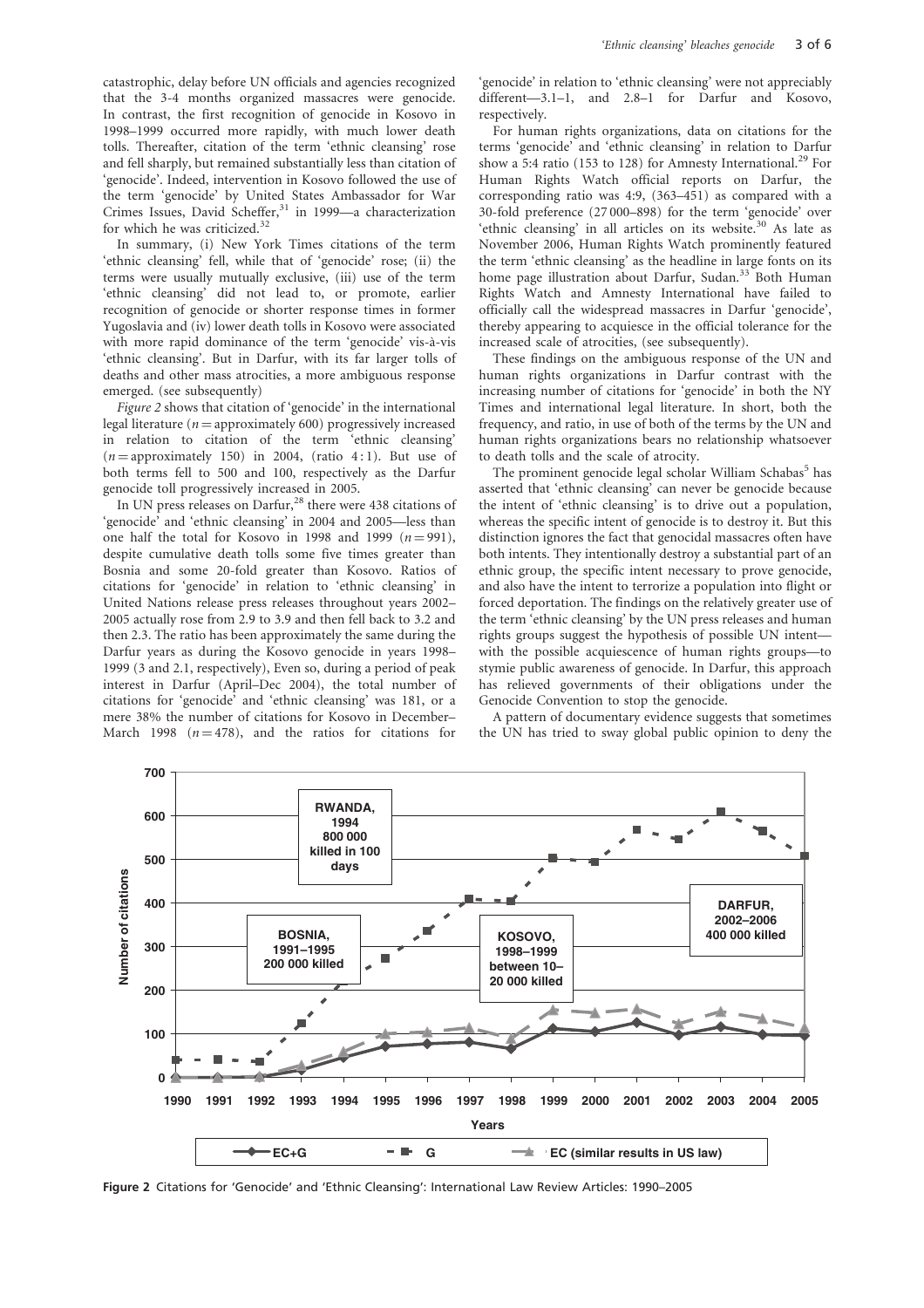catastrophic, delay before UN officials and agencies recognized that the 3-4 months organized massacres were genocide. In contrast, the first recognition of genocide in Kosovo in 1998–1999 occurred more rapidly, with much lower death tolls. Thereafter, citation of the term 'ethnic cleansing' rose and fell sharply, but remained substantially less than citation of 'genocide'. Indeed, intervention in Kosovo followed the use of the term 'genocide' by United States Ambassador for War Crimes Issues, David Scheffer,[31] in 1999—a characterization for which he was criticized.[32]

In summary, (i) New York Times citations of the term 'ethnic cleansing' fell, while that of 'genocide' rose; (ii) the terms were usually mutually exclusive, (iii) use of the term 'ethnic cleansing' did not lead to, or promote, earlier recognition of genocide or shorter response times in former Yugoslavia and (iv) lower death tolls in Kosovo were associated with more rapid dominance of the term 'genocide' vis-à-vis 'ethnic cleansing'. But in Darfur, with its far larger tolls of deaths and other mass atrocities, a more ambiguous response emerged. (see subsequently)

*Figure 2* shows that citation of 'genocide' in the international legal literature ($n$ = approximately 600) progressively increased in relation to citation of the term 'ethnic cleansing' ($n$ = approximately 150) in 2004, (ratio 4 : 1). But use of both terms fell to 500 and 100, respectively as the Darfur genocide toll progressively increased in 2005.

In UN press releases on Darfur,[28] there were 438 citations of 'genocide' and 'ethnic cleansing' in 2004 and 2005—less than one half the total for Kosovo in 1998 and 1999 ($n$ = 991), despite cumulative death tolls some five times greater than Bosnia and some 20-fold greater than Kosovo. Ratios of citations for 'genocide' in relation to 'ethnic cleansing' in United Nations release press releases throughout years 2002–2005 actually rose from 2.9 to 3.9 and then fell back to 3.2 and then 2.3. The ratio has been approximately the same during the Darfur years as during the Kosovo genocide in years 1998–1999 (3 and 2.1, respectively), Even so, during a period of peak interest in Darfur (April–Dec 2004), the total number of citations for 'genocide' and 'ethnic cleansing' was 181, or a mere 38% the number of citations for Kosovo in December–March 1998 ($n$ = 478), and the ratios for citations for 'genocide' in relation to 'ethnic cleansing' were not appreciably different—3.1–1, and 2.8–1 for Darfur and Kosovo, respectively.

For human rights organizations, data on citations for the terms 'genocide' and 'ethnic cleansing' in relation to Darfur show a 5:4 ratio (153 to 128) for Amnesty International.[29] For Human Rights Watch official reports on Darfur, the corresponding ratio was 4:9, (363–451) as compared with a 30-fold preference (27 000–898) for the term 'genocide' over 'ethnic cleansing' in all articles on its website.[30] As late as November 2006, Human Rights Watch prominently featured the term 'ethnic cleansing' as the headline in large fonts on its home page illustration about Darfur, Sudan.[33] Both Human Rights Watch and Amnesty International have failed to officially call the widespread massacres in Darfur 'genocide', thereby appearing to acquiesce in the official tolerance for the increased scale of atrocities, (see subsequently).

These findings on the ambiguous response of the UN and human rights organizations in Darfur contrast with the increasing number of citations for 'genocide' in both the NY Times and international legal literature. In short, both the frequency, and ratio, in use of both of the terms by the UN and human rights organizations bears no relationship whatsoever to death tolls and the scale of atrocity.

The prominent genocide legal scholar William Schabas[5] has asserted that 'ethnic cleansing' can never be genocide because the intent of 'ethnic cleansing' is to drive out a population, whereas the specific intent of genocide is to destroy it. But this distinction ignores the fact that genocidal massacres often have both intents. They intentionally destroy a substantial part of an ethnic group, the specific intent necessary to prove genocide, and also have the intent to terrorize a population into flight or forced deportation. The findings on the relatively greater use of the term 'ethnic cleansing' by the UN press releases and human rights groups suggest the hypothesis of possible UN intent—with the possible acquiescence of human rights groups—to stymie public awareness of genocide. In Darfur, this approach has relieved governments of their obligations under the Genocide Convention to stop the genocide.

A pattern of documentary evidence suggests that sometimes the UN has tried to sway global public opinion to deny the

**Figure 2** Citations for 'Genocide' and 'Ethnic Cleansing': International Law Review Articles: 1990–2005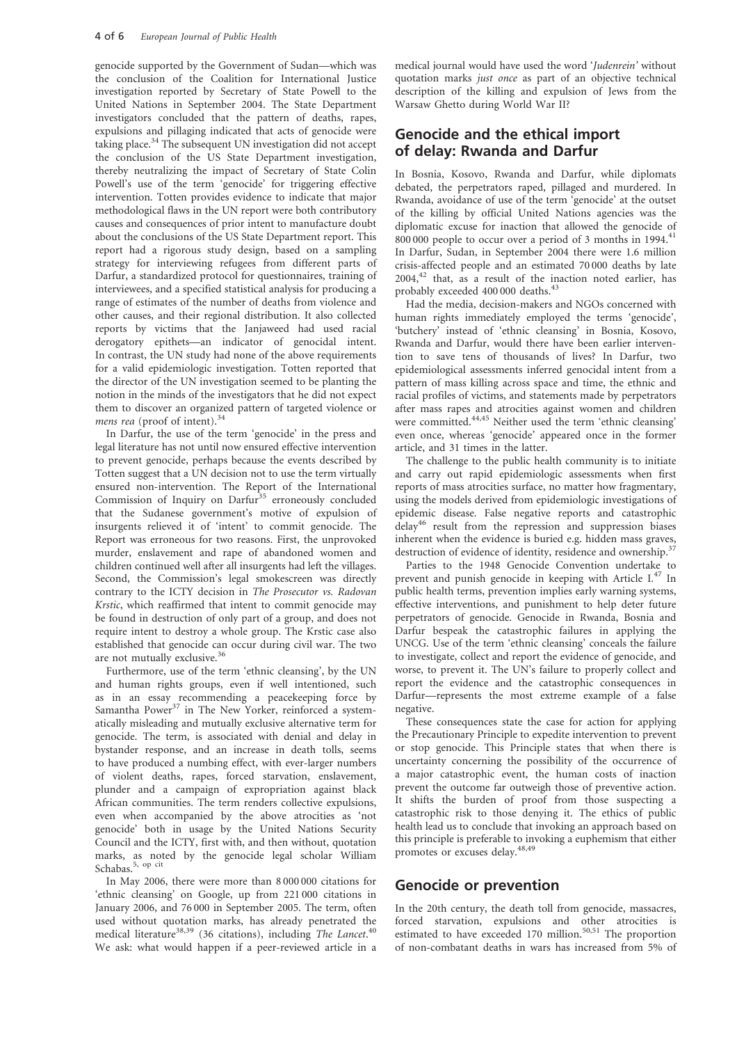genocide supported by the Government of Sudan—which was the conclusion of the Coalition for International Justice investigation reported by Secretary of State Powell to the United Nations in September 2004. The State Department investigators concluded that the pattern of deaths, rapes, expulsions and pillaging indicated that acts of genocide were taking place.[34] The subsequent UN investigation did not accept the conclusion of the US State Department investigation, thereby neutralizing the impact of Secretary of State Colin Powell's use of the term 'genocide' for triggering effective intervention. Totten provides evidence to indicate that major methodological flaws in the UN report were both contributory causes and consequences of prior intent to manufacture doubt about the conclusions of the US State Department report. This report had a rigorous study design, based on a sampling strategy for interviewing refugees from different parts of Darfur, a standardized protocol for questionnaires, training of interviewees, and a specified statistical analysis for producing a range of estimates of the number of deaths from violence and other causes, and their regional distribution. It also collected reports by victims that the Janjaweed had used racial derogatory epithets—an indicator of genocidal intent. In contrast, the UN study had none of the above requirements for a valid epidemiologic investigation. Totten reported that the director of the UN investigation seemed to be planting the notion in the minds of the investigators that he did not expect them to discover an organized pattern of targeted violence or *mens rea* (proof of intent).[34]

In Darfur, the use of the term 'genocide' in the press and legal literature has not until now ensured effective intervention to prevent genocide, perhaps because the events described by Totten suggest that a UN decision not to use the term virtually ensured non-intervention. The Report of the International Commission of Inquiry on Darfur[35] erroneously concluded that the Sudanese government's motive of expulsion of insurgents relieved it of 'intent' to commit genocide. The Report was erroneous for two reasons. First, the unprovoked murder, enslavement and rape of abandoned women and children continued well after all insurgents had left the villages. Second, the Commission's legal smokescreen was directly contrary to the ICTY decision in *The Prosecutor vs. Radovan Krstic*, which reaffirmed that intent to commit genocide may be found in destruction of only part of a group, and does not require intent to destroy a whole group. The Krstic case also established that genocide can occur during civil war. The two are not mutually exclusive.[36]

Furthermore, use of the term 'ethnic cleansing', by the UN and human rights groups, even if well intentioned, such as in an essay recommending a peacekeeping force by Samantha Power[37] in The New Yorker, reinforced a systematically misleading and mutually exclusive alternative term for genocide. The term, is associated with denial and delay in bystander response, and an increase in death tolls, seems to have produced a numbing effect, with ever-larger numbers of violent deaths, rapes, forced starvation, enslavement, plunder and a campaign of expropriation against black African communities. The term renders collective expulsions, even when accompanied by the above atrocities as 'not genocide' both in usage by the United Nations Security Council and the ICTY, first with, and then without, quotation marks, as noted by the genocide legal scholar William Schabas.[5, op cit]

In May 2006, there were more than 8 000 000 citations for 'ethnic cleansing' on Google, up from 221 000 citations in January 2006, and 76 000 in September 2005. The term, often used without quotation marks, has already penetrated the medical literature[38,39] (36 citations), including *The Lancet*.[40] We ask: what would happen if a peer-reviewed article in a medical journal would have used the word '*Judenrein*' without quotation marks *just once* as part of an objective technical description of the killing and expulsion of Jews from the Warsaw Ghetto during World War II?

## Genocide and the ethical import of delay: Rwanda and Darfur

In Bosnia, Kosovo, Rwanda and Darfur, while diplomats debated, the perpetrators raped, pillaged and murdered. In Rwanda, avoidance of use of the term 'genocide' at the outset of the killing by official United Nations agencies was the diplomatic excuse for inaction that allowed the genocide of 800 000 people to occur over a period of 3 months in 1994.[41] In Darfur, Sudan, in September 2004 there were 1.6 million crisis-affected people and an estimated 70 000 deaths by late 2004,[42] that, as a result of the inaction noted earlier, has probably exceeded 400 000 deaths.[43]

Had the media, decision-makers and NGOs concerned with human rights immediately employed the terms 'genocide', 'butchery' instead of 'ethnic cleansing' in Bosnia, Kosovo, Rwanda and Darfur, would there have been earlier intervention to save tens of thousands of lives? In Darfur, two epidemiological assessments inferred genocidal intent from a pattern of mass killing across space and time, the ethnic and racial profiles of victims, and statements made by perpetrators after mass rapes and atrocities against women and children were committed.[44,45] Neither used the term 'ethnic cleansing' even once, whereas 'genocide' appeared once in the former article, and 31 times in the latter.

The challenge to the public health community is to initiate and carry out rapid epidemiologic assessments when first reports of mass atrocities surface, no matter how fragmentary, using the models derived from epidemiologic investigations of epidemic disease. False negative reports and catastrophic delay[46] result from the repression and suppression biases inherent when the evidence is buried e.g. hidden mass graves, destruction of evidence of identity, residence and ownership.[37]

Parties to the 1948 Genocide Convention undertake to prevent and punish genocide in keeping with Article I.[47] In public health terms, prevention implies early warning systems, effective interventions, and punishment to help deter future perpetrators of genocide. Genocide in Rwanda, Bosnia and Darfur bespeak the catastrophic failures in applying the UNCG. Use of the term 'ethnic cleansing' conceals the failure to investigate, collect and report the evidence of genocide, and worse, to prevent it. The UN's failure to properly collect and report the evidence and the catastrophic consequences in Darfur—represents the most extreme example of a false negative.

These consequences state the case for action for applying the Precautionary Principle to expedite intervention to prevent or stop genocide. This Principle states that when there is uncertainty concerning the possibility of the occurrence of a major catastrophic event, the human costs of inaction prevent the outcome far outweigh those of preventive action. It shifts the burden of proof from those suspecting a catastrophic risk to those denying it. The ethics of public health lead us to conclude that invoking an approach based on this principle is preferable to invoking a euphemism that either promotes or excuses delay.[48,49]

## Genocide or prevention

In the 20th century, the death toll from genocide, massacres, forced starvation, expulsions and other atrocities is estimated to have exceeded 170 million.[50,51] The proportion of non-combatant deaths in wars has increased from 5% of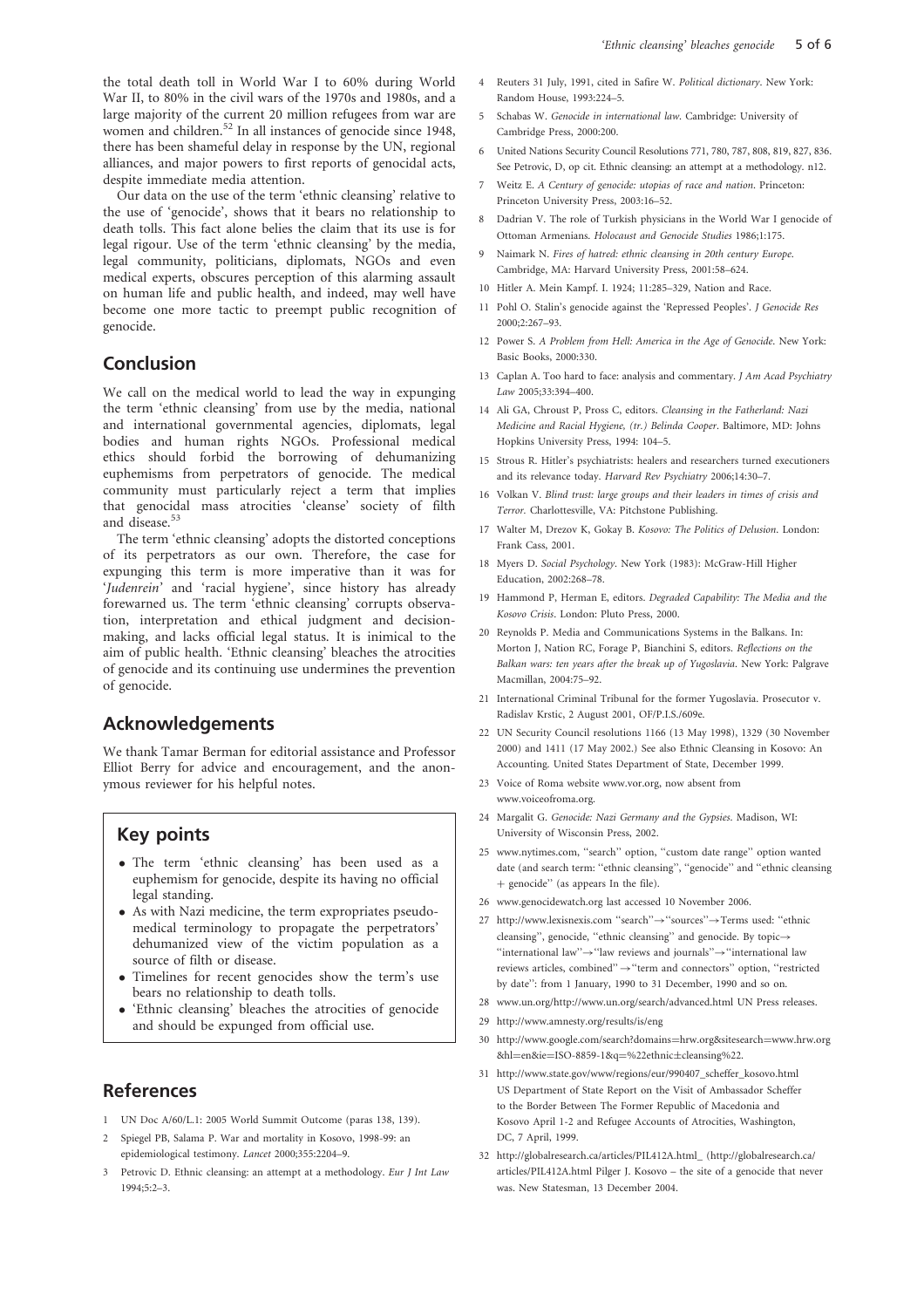the total death toll in World War I to 60% during World War II, to 80% in the civil wars of the 1970s and 1980s, and a large majority of the current 20 million refugees from war are women and children.[52] In all instances of genocide since 1948, there has been shameful delay in response by the UN, regional alliances, and major powers to first reports of genocidal acts, despite immediate media attention.

Our data on the use of the term 'ethnic cleansing' relative to the use of 'genocide', shows that it bears no relationship to death tolls. This fact alone belies the claim that its use is for legal rigour. Use of the term 'ethnic cleansing' by the media, legal community, politicians, diplomats, NGOs and even medical experts, obscures perception of this alarming assault on human life and public health, and indeed, may well have become one more tactic to preempt public recognition of genocide.

## Conclusion

We call on the medical world to lead the way in expunging the term 'ethnic cleansing' from use by the media, national and international governmental agencies, diplomats, legal bodies and human rights NGOs. Professional medical ethics should forbid the borrowing of dehumanizing euphemisms from perpetrators of genocide. The medical community must particularly reject a term that implies that genocidal mass atrocities 'cleanse' society of filth and disease.[53]

The term 'ethnic cleansing' adopts the distorted conceptions of its perpetrators as our own. Therefore, the case for expunging this term is more imperative than it was for '*Judenrein*' and 'racial hygiene', since history has already forewarned us. The term 'ethnic cleansing' corrupts observation, interpretation and ethical judgment and decision-making, and lacks official legal status. It is inimical to the aim of public health. 'Ethnic cleansing' bleaches the atrocities of genocide and its continuing use undermines the prevention of genocide.

## Acknowledgements

We thank Tamar Berman for editorial assistance and Professor Elliot Berry for advice and encouragement, and the anonymous reviewer for his helpful notes.

## Key points

- The term 'ethnic cleansing' has been used as a euphemism for genocide, despite its having no official legal standing.
- As with Nazi medicine, the term expropriates pseudo-medical terminology to propagate the perpetrators' dehumanized view of the victim population as a source of filth or disease.
- Timelines for recent genocides show the term's use bears no relationship to death tolls.
- 'Ethnic cleansing' bleaches the atrocities of genocide and should be expunged from official use.

## References

1. UN Doc A/60/L.1: 2005 World Summit Outcome (paras 138, 139).
2. Spiegel PB, Salama P. War and mortality in Kosovo, 1998-99: an epidemiological testimony. *Lancet* 2000;355:2204–9.
3. Petrovic D. Ethnic cleansing: an attempt at a methodology. *Eur J Int Law* 1994;5:2–3.
4. Reuters 31 July, 1991, cited in Safire W. *Political dictionary*. New York: Random House, 1993:224–5.
5. Schabas W. *Genocide in international law*. Cambridge: University of Cambridge Press, 2000:200.
6. United Nations Security Council Resolutions 771, 780, 787, 808, 819, 827, 836. See Petrovic, D, op cit. Ethnic cleansing: an attempt at a methodology. n12.
7. Weitz E. *A Century of genocide: utopias of race and nation*. Princeton: Princeton University Press, 2003:16–52.
8. Dadrian V. The role of Turkish physicians in the World War I genocide of Ottoman Armenians. *Holocaust and Genocide Studies* 1986;1:175.
9. Naimark N. *Fires of hatred: ethnic cleansing in 20th century Europe*. Cambridge, MA: Harvard University Press, 2001:58–624.
10. Hitler A. Mein Kampf. I. 1924; 11:285–329, Nation and Race.
11. Pohl O. Stalin's genocide against the 'Repressed Peoples'. *J Genocide Res* 2000;2:267–93.
12. Power S. *A Problem from Hell: America in the Age of Genocide*. New York: Basic Books, 2000:330.
13. Caplan A. Too hard to face: analysis and commentary. *J Am Acad Psychiatry Law* 2005;33:394–400.
14. Ali GA, Chroust P, Pross C, editors. *Cleansing in the Fatherland: Nazi Medicine and Racial Hygiene, (tr.) Belinda Cooper*. Baltimore, MD: Johns Hopkins University Press, 1994: 104–5.
15. Strous R. Hitler's psychiatrists: healers and researchers turned executioners and its relevance today. *Harvard Rev Psychiatry* 2006;14:30–7.
16. Volkan V. *Blind trust: large groups and their leaders in times of crisis and Terror*. Charlottesville, VA: Pitchstone Publishing.
17. Walter M, Drezov K, Gokay B. *Kosovo: The Politics of Delusion*. London: Frank Cass, 2001.
18. Myers D. *Social Psychology*. New York (1983): McGraw-Hill Higher Education, 2002:268–78.
19. Hammond P, Herman E, editors. *Degraded Capability: The Media and the Kosovo Crisis*. London: Pluto Press, 2000.
20. Reynolds P. Media and Communications Systems in the Balkans. In: Morton J, Nation RC, Forage P, Bianchini S, editors. *Reflections on the Balkan wars: ten years after the break up of Yugoslavia*. New York: Palgrave Macmillan, 2004:75–92.
21. International Criminal Tribunal for the former Yugoslavia. Prosecutor v. Radislav Krstic, 2 August 2001, OF/P.I.S./609e.
22. UN Security Council resolutions 1166 (13 May 1998), 1329 (30 November 2000) and 1411 (17 May 2002.) See also Ethnic Cleansing in Kosovo: An Accounting. United States Department of State, December 1999.
23. Voice of Roma website www.vor.org, now absent from www.voiceofroma.org.
24. Margalit G. *Genocide: Nazi Germany and the Gypsies*. Madison, WI: University of Wisconsin Press, 2002.
25. www.nytimes.com, "search" option, "custom date range" option wanted date (and search term: "ethnic cleansing", "genocide" and "ethnic cleansing + genocide" (as appears In the file).
26. www.genocidewatch.org last accessed 10 November 2006.
27. http://www.lexisnexis.com "search"→"sources"→Terms used: "ethnic cleansing", genocide, "ethnic cleansing" and genocide. By topic→ "international law"→"law reviews and journals"→"international law reviews articles, combined" →"term and connectors" option, "restricted by date": from 1 January, 1990 to 31 December, 1990 and so on.
28. www.un.org/http://www.un.org/search/advanced.html UN Press releases.
29. http://www.amnesty.org/results/is/eng
30. http://www.google.com/search?domains=hrw.org&sitesearch=www.hrw.org&hl=en&ie=ISO-8859-1&q=%22ethnic±cleansing%22.
31. http://www.state.gov/www/regions/eur/990407_scheffer_kosovo.html US Department of State Report on the Visit of Ambassador Scheffer to the Border Between The Former Republic of Macedonia and Kosovo April 1-2 and Refugee Accounts of Atrocities, Washington, DC, 7 April, 1999.
32. http://globalresearch.ca/articles/PIL412A.html_ (http://globalresearch.ca/articles/PIL412A.html Pilger J. Kosovo – the site of a genocide that never was. New Statesman, 13 December 2004.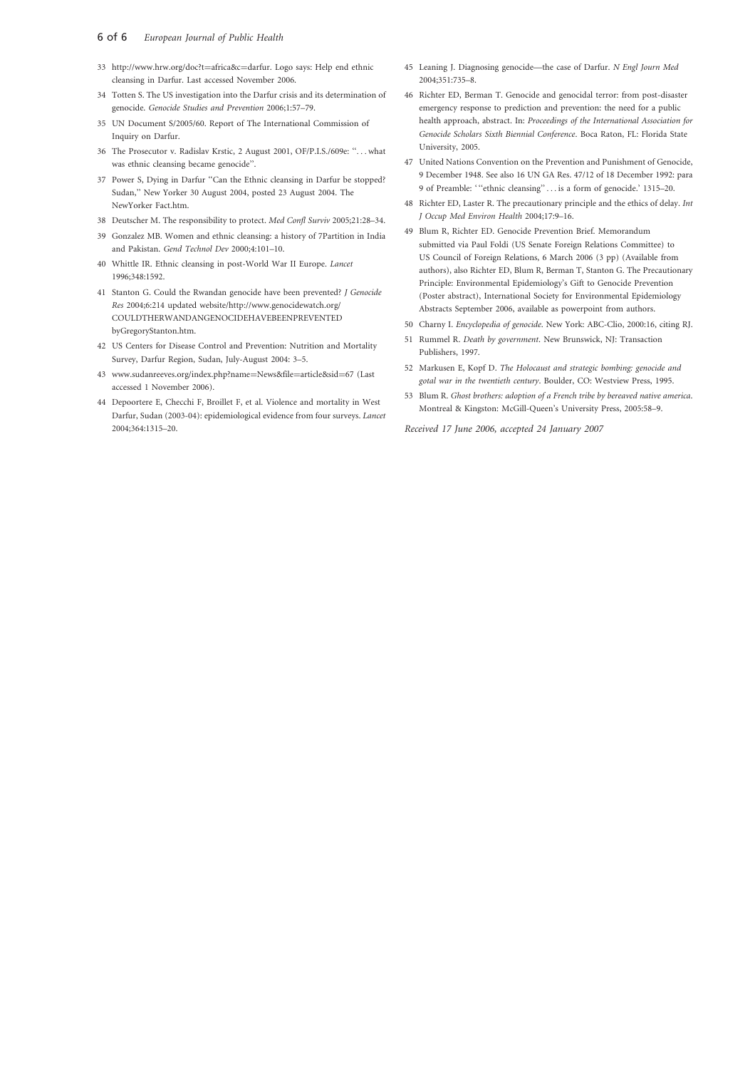33 http://www.hrw.org/doc?t=africa&c=darfur. Logo says: Help end ethnic cleansing in Darfur. Last accessed November 2006.

34 Totten S. The US investigation into the Darfur crisis and its determination of genocide. *Genocide Studies and Prevention* 2006;1:57–79.

35 UN Document S/2005/60. Report of The International Commission of Inquiry on Darfur.

36 The Prosecutor v. Radislav Krstic, 2 August 2001, OF/P.I.S./609e: "... what was ethnic cleansing became genocide".

37 Power S, Dying in Darfur "Can the Ethnic cleansing in Darfur be stopped? Sudan," New Yorker 30 August 2004, posted 23 August 2004. The NewYorker Fact.htm.

38 Deutscher M. The responsibility to protect. *Med Confl Surviv* 2005;21:28–34.

39 Gonzalez MB. Women and ethnic cleansing: a history of 7Partition in India and Pakistan. *Gend Technol Dev* 2000;4:101–10.

40 Whittle IR. Ethnic cleansing in post-World War II Europe. *Lancet* 1996;348:1592.

41 Stanton G. Could the Rwandan genocide have been prevented? *J Genocide Res* 2004;6:214 updated website/http://www.genocidewatch.org/COULDTHERWANDANGENOCIDEHAVEBEENPREVENTED byGregoryStanton.htm.

42 US Centers for Disease Control and Prevention: Nutrition and Mortality Survey, Darfur Region, Sudan, July-August 2004: 3–5.

43 www.sudanreeves.org/index.php?name=News&file=article&sid=67 (Last accessed 1 November 2006).

44 Depoortere E, Checchi F, Broillet F, et al. Violence and mortality in West Darfur, Sudan (2003-04): epidemiological evidence from four surveys. *Lancet* 2004;364:1315–20.

45 Leaning J. Diagnosing genocide—the case of Darfur. *N Engl Journ Med* 2004;351:735–8.

46 Richter ED, Berman T. Genocide and genocidal terror: from post-disaster emergency response to prediction and prevention: the need for a public health approach, abstract. In: *Proceedings of the International Association for Genocide Scholars Sixth Biennial Conference*. Boca Raton, FL: Florida State University, 2005.

47 United Nations Convention on the Prevention and Punishment of Genocide, 9 December 1948. See also 16 UN GA Res. 47/12 of 18 December 1992: para 9 of Preamble: '"ethnic cleansing" ... is a form of genocide.' 1315–20.

48 Richter ED, Laster R. The precautionary principle and the ethics of delay. *Int J Occup Med Environ Health* 2004;17:9–16.

49 Blum R, Richter ED. Genocide Prevention Brief. Memorandum submitted via Paul Foldi (US Senate Foreign Relations Committee) to US Council of Foreign Relations, 6 March 2006 (3 pp) (Available from authors), also Richter ED, Blum R, Berman T, Stanton G. The Precautionary Principle: Environmental Epidemiology's Gift to Genocide Prevention (Poster abstract), International Society for Environmental Epidemiology Abstracts September 2006, available as powerpoint from authors.

50 Charny I. *Encyclopedia of genocide*. New York: ABC-Clio, 2000:16, citing RJ.

51 Rummel R. *Death by government*. New Brunswick, NJ: Transaction Publishers, 1997.

52 Markusen E, Kopf D. *The Holocaust and strategic bombing: genocide and gotal war in the twentieth century*. Boulder, CO: Westview Press, 1995.

53 Blum R. *Ghost brothers: adoption of a French tribe by bereaved native america*. Montreal & Kingston: McGill-Queen's University Press, 2005:58–9.

*Received 17 June 2006, accepted 24 January 2007*